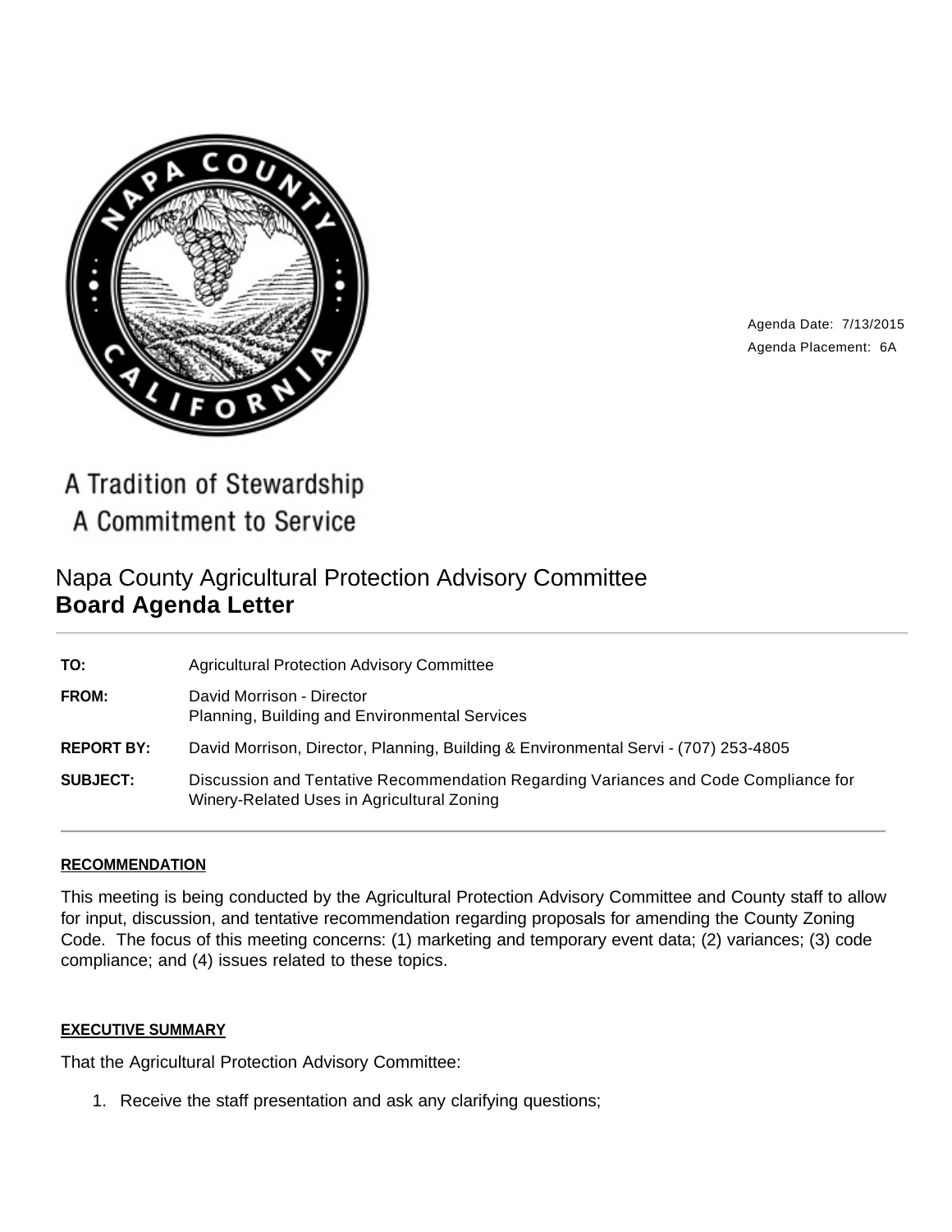Agenda Date: 7/13/2015
Agenda Placement: 6A

A Tradition of Stewardship
A Commitment to Service

# Napa County Agricultural Protection Advisory Committee
## **Board Agenda Letter**

| | |
|---|---|
| **TO:** | Agricultural Protection Advisory Committee |
| **FROM:** | David Morrison - Director<br>Planning, Building and Environmental Services |
| **REPORT BY:** | David Morrison, Director, Planning, Building & Environmental Servi - (707) 253-4805 |
| **SUBJECT:** | Discussion and Tentative Recommendation Regarding Variances and Code Compliance for Winery-Related Uses in Agricultural Zoning |

### **RECOMMENDATION**

This meeting is being conducted by the Agricultural Protection Advisory Committee and County staff to allow for input, discussion, and tentative recommendation regarding proposals for amending the County Zoning Code. The focus of this meeting concerns: (1) marketing and temporary event data; (2) variances; (3) code compliance; and (4) issues related to these topics.

### **EXECUTIVE SUMMARY**

That the Agricultural Protection Advisory Committee:

1. Receive the staff presentation and ask any clarifying questions;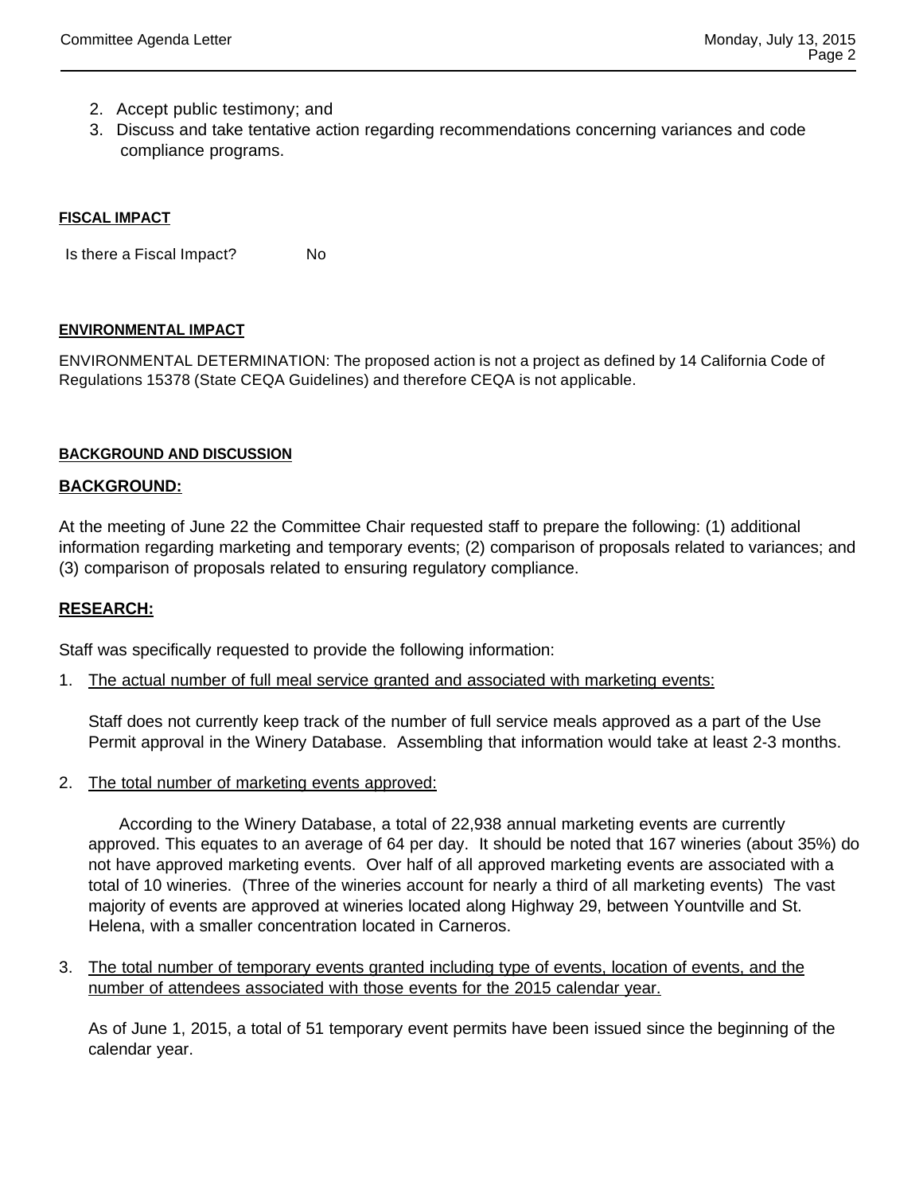2. Accept public testimony; and
3. Discuss and take tentative action regarding recommendations concerning variances and code compliance programs.

**FISCAL IMPACT**

Is there a Fiscal Impact? No

**ENVIRONMENTAL IMPACT**

ENVIRONMENTAL DETERMINATION: The proposed action is not a project as defined by 14 California Code of Regulations 15378 (State CEQA Guidelines) and therefore CEQA is not applicable.

**BACKGROUND AND DISCUSSION**

**BACKGROUND:**

At the meeting of June 22 the Committee Chair requested staff to prepare the following: (1) additional information regarding marketing and temporary events; (2) comparison of proposals related to variances; and (3) comparison of proposals related to ensuring regulatory compliance.

**RESEARCH:**

Staff was specifically requested to provide the following information:

1. The actual number of full meal service granted and associated with marketing events:

   Staff does not currently keep track of the number of full service meals approved as a part of the Use Permit approval in the Winery Database. Assembling that information would take at least 2-3 months.

2. The total number of marketing events approved:

   According to the Winery Database, a total of 22,938 annual marketing events are currently approved. This equates to an average of 64 per day. It should be noted that 167 wineries (about 35%) do not have approved marketing events. Over half of all approved marketing events are associated with a total of 10 wineries. (Three of the wineries account for nearly a third of all marketing events) The vast majority of events are approved at wineries located along Highway 29, between Yountville and St. Helena, with a smaller concentration located in Carneros.

3. The total number of temporary events granted including type of events, location of events, and the number of attendees associated with those events for the 2015 calendar year.

   As of June 1, 2015, a total of 51 temporary event permits have been issued since the beginning of the calendar year.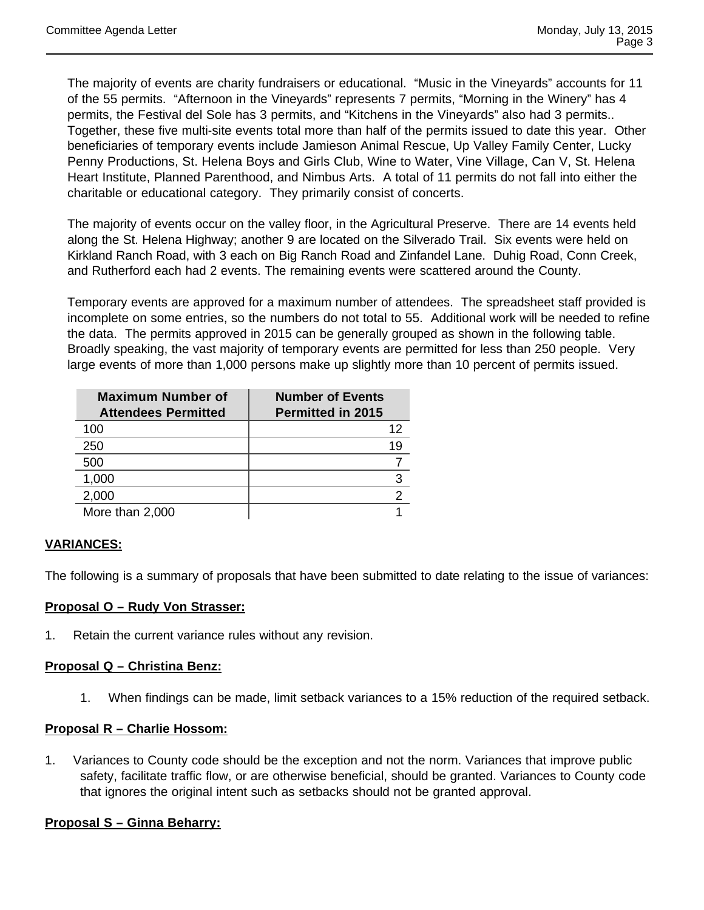The majority of events are charity fundraisers or educational. "Music in the Vineyards" accounts for 11 of the 55 permits. "Afternoon in the Vineyards" represents 7 permits, "Morning in the Winery" has 4 permits, the Festival del Sole has 3 permits, and "Kitchens in the Vineyards" also had 3 permits.. Together, these five multi-site events total more than half of the permits issued to date this year. Other beneficiaries of temporary events include Jamieson Animal Rescue, Up Valley Family Center, Lucky Penny Productions, St. Helena Boys and Girls Club, Wine to Water, Vine Village, Can V, St. Helena Heart Institute, Planned Parenthood, and Nimbus Arts. A total of 11 permits do not fall into either the charitable or educational category. They primarily consist of concerts.

The majority of events occur on the valley floor, in the Agricultural Preserve. There are 14 events held along the St. Helena Highway; another 9 are located on the Silverado Trail. Six events were held on Kirkland Ranch Road, with 3 each on Big Ranch Road and Zinfandel Lane. Duhig Road, Conn Creek, and Rutherford each had 2 events. The remaining events were scattered around the County.

Temporary events are approved for a maximum number of attendees. The spreadsheet staff provided is incomplete on some entries, so the numbers do not total to 55. Additional work will be needed to refine the data. The permits approved in 2015 can be generally grouped as shown in the following table. Broadly speaking, the vast majority of temporary events are permitted for less than 250 people. Very large events of more than 1,000 persons make up slightly more than 10 percent of permits issued.

| Maximum Number of Attendees Permitted | Number of Events Permitted in 2015 |
|---|---:|
| 100 | 12 |
| 250 | 19 |
| 500 | 7 |
| 1,000 | 3 |
| 2,000 | 2 |
| More than 2,000 | 1 |

## VARIANCES:

The following is a summary of proposals that have been submitted to date relating to the issue of variances:

### Proposal O – Rudy Von Strasser:

1. Retain the current variance rules without any revision.

### Proposal Q – Christina Benz:

1. When findings can be made, limit setback variances to a 15% reduction of the required setback.

### Proposal R – Charlie Hossom:

1. Variances to County code should be the exception and not the norm. Variances that improve public safety, facilitate traffic flow, or are otherwise beneficial, should be granted. Variances to County code that ignores the original intent such as setbacks should not be granted approval.

### Proposal S – Ginna Beharry: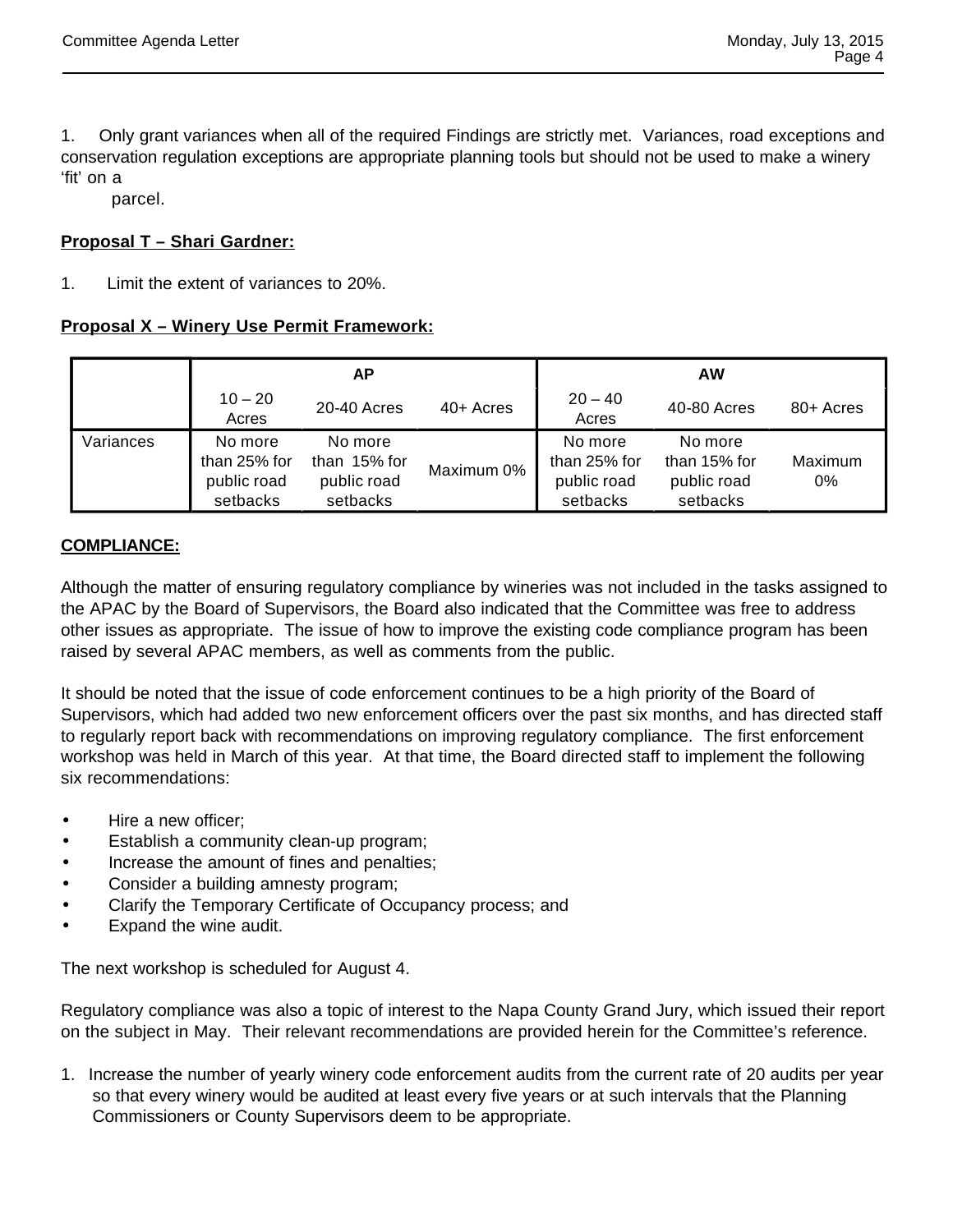1. Only grant variances when all of the required Findings are strictly met. Variances, road exceptions and conservation regulation exceptions are appropriate planning tools but should not be used to make a winery 'fit' on a parcel.

**Proposal T – Shari Gardner:**

1. Limit the extent of variances to 20%.

**Proposal X – Winery Use Permit Framework:**

| | AP | | | AW | | |
|---|---|---|---|---|---|---|
| | 10 – 20 Acres | 20-40 Acres | 40+ Acres | 20 – 40 Acres | 40-80 Acres | 80+ Acres |
| Variances | No more than 25% for public road setbacks | No more than 15% for public road setbacks | Maximum 0% | No more than 25% for public road setbacks | No more than 15% for public road setbacks | Maximum 0% |

**COMPLIANCE:**

Although the matter of ensuring regulatory compliance by wineries was not included in the tasks assigned to the APAC by the Board of Supervisors, the Board also indicated that the Committee was free to address other issues as appropriate. The issue of how to improve the existing code compliance program has been raised by several APAC members, as well as comments from the public.

It should be noted that the issue of code enforcement continues to be a high priority of the Board of Supervisors, which had added two new enforcement officers over the past six months, and has directed staff to regularly report back with recommendations on improving regulatory compliance. The first enforcement workshop was held in March of this year. At that time, the Board directed staff to implement the following six recommendations:

- Hire a new officer;
- Establish a community clean-up program;
- Increase the amount of fines and penalties;
- Consider a building amnesty program;
- Clarify the Temporary Certificate of Occupancy process; and
- Expand the wine audit.

The next workshop is scheduled for August 4.

Regulatory compliance was also a topic of interest to the Napa County Grand Jury, which issued their report on the subject in May. Their relevant recommendations are provided herein for the Committee's reference.

1. Increase the number of yearly winery code enforcement audits from the current rate of 20 audits per year so that every winery would be audited at least every five years or at such intervals that the Planning Commissioners or County Supervisors deem to be appropriate.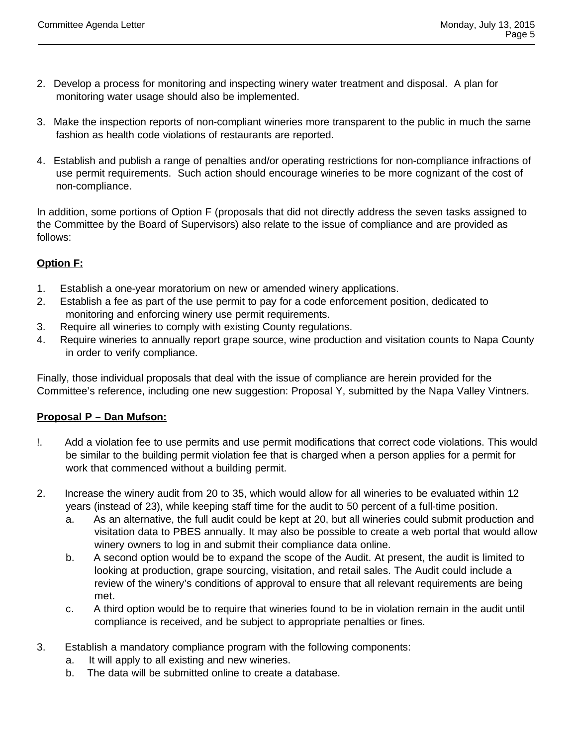2. Develop a process for monitoring and inspecting winery water treatment and disposal. A plan for monitoring water usage should also be implemented.

3. Make the inspection reports of non-compliant wineries more transparent to the public in much the same fashion as health code violations of restaurants are reported.

4. Establish and publish a range of penalties and/or operating restrictions for non-compliance infractions of use permit requirements. Such action should encourage wineries to be more cognizant of the cost of non-compliance.

In addition, some portions of Option F (proposals that did not directly address the seven tasks assigned to the Committee by the Board of Supervisors) also relate to the issue of compliance and are provided as follows:

**Option F:**

1. Establish a one-year moratorium on new or amended winery applications.
2. Establish a fee as part of the use permit to pay for a code enforcement position, dedicated to monitoring and enforcing winery use permit requirements.
3. Require all wineries to comply with existing County regulations.
4. Require wineries to annually report grape source, wine production and visitation counts to Napa County in order to verify compliance.

Finally, those individual proposals that deal with the issue of compliance are herein provided for the Committee's reference, including one new suggestion: Proposal Y, submitted by the Napa Valley Vintners.

**Proposal P – Dan Mufson:**

!. Add a violation fee to use permits and use permit modifications that correct code violations. This would be similar to the building permit violation fee that is charged when a person applies for a permit for work that commenced without a building permit.

2. Increase the winery audit from 20 to 35, which would allow for all wineries to be evaluated within 12 years (instead of 23), while keeping staff time for the audit to 50 percent of a full-time position.
   a. As an alternative, the full audit could be kept at 20, but all wineries could submit production and visitation data to PBES annually. It may also be possible to create a web portal that would allow winery owners to log in and submit their compliance data online.
   b. A second option would be to expand the scope of the Audit. At present, the audit is limited to looking at production, grape sourcing, visitation, and retail sales. The Audit could include a review of the winery's conditions of approval to ensure that all relevant requirements are being met.
   c. A third option would be to require that wineries found to be in violation remain in the audit until compliance is received, and be subject to appropriate penalties or fines.

3. Establish a mandatory compliance program with the following components:
   a. It will apply to all existing and new wineries.
   b. The data will be submitted online to create a database.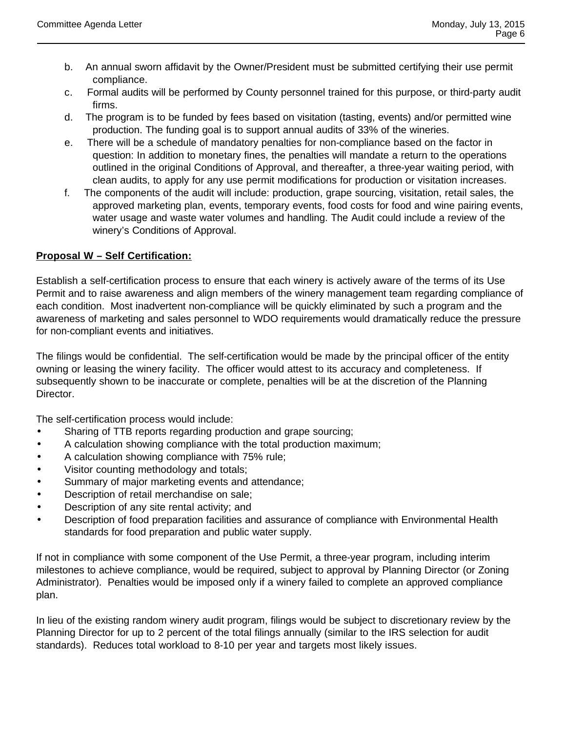b. An annual sworn affidavit by the Owner/President must be submitted certifying their use permit compliance.

c. Formal audits will be performed by County personnel trained for this purpose, or third-party audit firms.

d. The program is to be funded by fees based on visitation (tasting, events) and/or permitted wine production. The funding goal is to support annual audits of 33% of the wineries.

e. There will be a schedule of mandatory penalties for non-compliance based on the factor in question: In addition to monetary fines, the penalties will mandate a return to the operations outlined in the original Conditions of Approval, and thereafter, a three-year waiting period, with clean audits, to apply for any use permit modifications for production or visitation increases.

f. The components of the audit will include: production, grape sourcing, visitation, retail sales, the approved marketing plan, events, temporary events, food costs for food and wine pairing events, water usage and waste water volumes and handling. The Audit could include a review of the winery's Conditions of Approval.

**Proposal W – Self Certification:**

Establish a self-certification process to ensure that each winery is actively aware of the terms of its Use Permit and to raise awareness and align members of the winery management team regarding compliance of each condition. Most inadvertent non-compliance will be quickly eliminated by such a program and the awareness of marketing and sales personnel to WDO requirements would dramatically reduce the pressure for non-compliant events and initiatives.

The filings would be confidential. The self-certification would be made by the principal officer of the entity owning or leasing the winery facility. The officer would attest to its accuracy and completeness. If subsequently shown to be inaccurate or complete, penalties will be at the discretion of the Planning Director.

The self-certification process would include:

- Sharing of TTB reports regarding production and grape sourcing;
- A calculation showing compliance with the total production maximum;
- A calculation showing compliance with 75% rule;
- Visitor counting methodology and totals;
- Summary of major marketing events and attendance;
- Description of retail merchandise on sale;
- Description of any site rental activity; and
- Description of food preparation facilities and assurance of compliance with Environmental Health standards for food preparation and public water supply.

If not in compliance with some component of the Use Permit, a three-year program, including interim milestones to achieve compliance, would be required, subject to approval by Planning Director (or Zoning Administrator). Penalties would be imposed only if a winery failed to complete an approved compliance plan.

In lieu of the existing random winery audit program, filings would be subject to discretionary review by the Planning Director for up to 2 percent of the total filings annually (similar to the IRS selection for audit standards). Reduces total workload to 8-10 per year and targets most likely issues.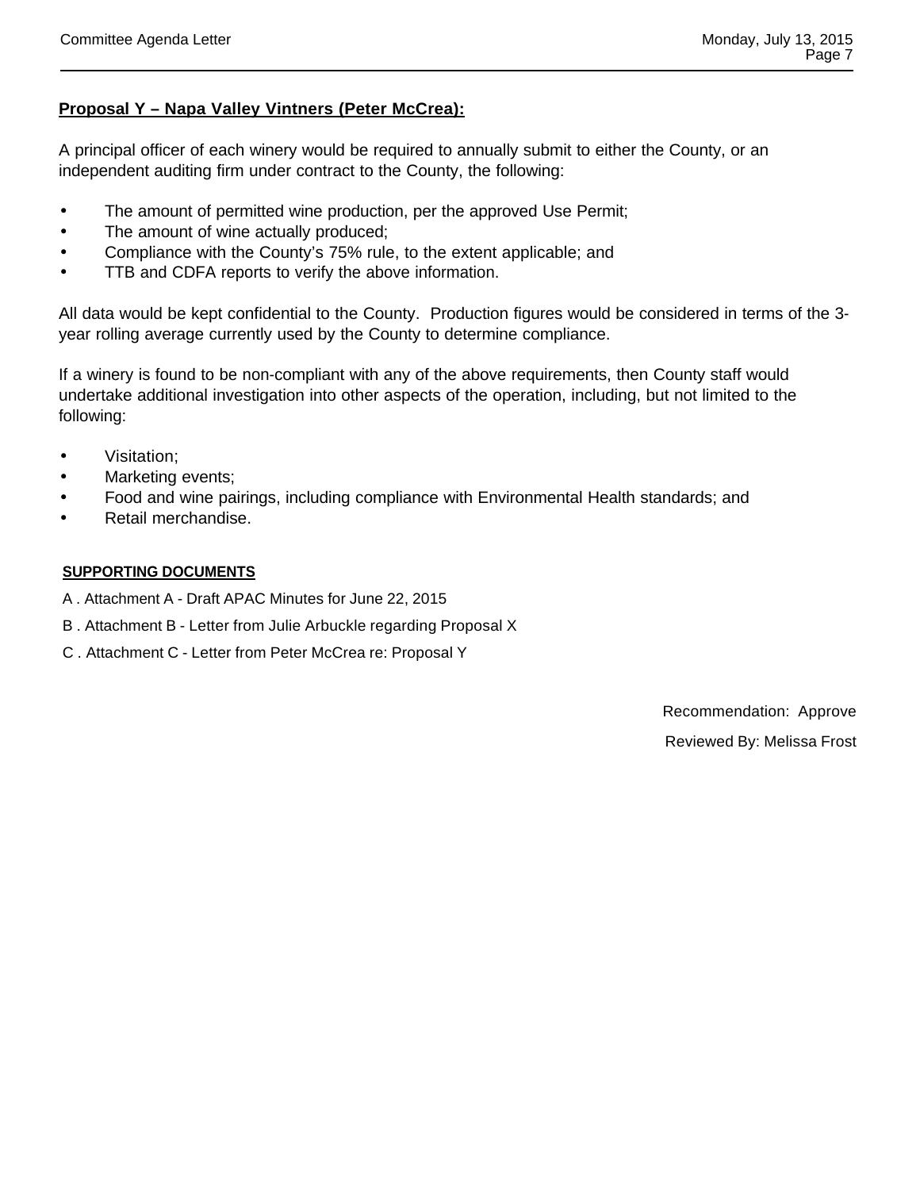**Proposal Y – Napa Valley Vintners (Peter McCrea):**

A principal officer of each winery would be required to annually submit to either the County, or an independent auditing firm under contract to the County, the following:

- The amount of permitted wine production, per the approved Use Permit;
- The amount of wine actually produced;
- Compliance with the County's 75% rule, to the extent applicable; and
- TTB and CDFA reports to verify the above information.

All data would be kept confidential to the County. Production figures would be considered in terms of the 3-year rolling average currently used by the County to determine compliance.

If a winery is found to be non-compliant with any of the above requirements, then County staff would undertake additional investigation into other aspects of the operation, including, but not limited to the following:

- Visitation;
- Marketing events;
- Food and wine pairings, including compliance with Environmental Health standards; and
- Retail merchandise.

**SUPPORTING DOCUMENTS**

A . Attachment A - Draft APAC Minutes for June 22, 2015

B . Attachment B - Letter from Julie Arbuckle regarding Proposal X

C . Attachment C - Letter from Peter McCrea re: Proposal Y

Recommendation: Approve

Reviewed By: Melissa Frost